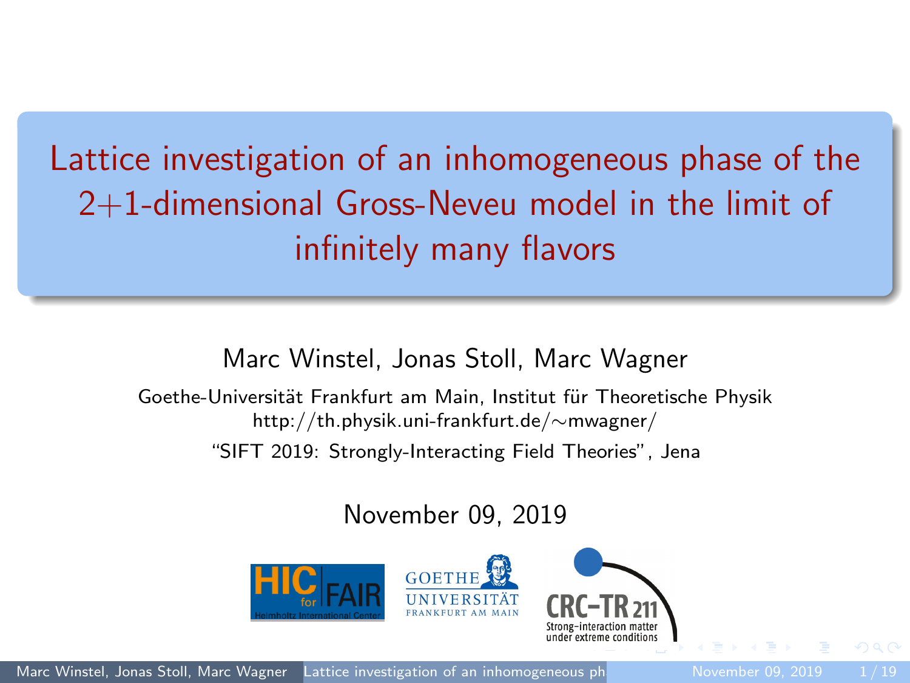# Lattice investigation of an inhomogeneous phase of the 2+1-dimensional Gross-Neveu model in the limit of infinitely many flavors

Marc Winstel, Jonas Stoll, Marc Wagner

Goethe-Universität Frankfurt am Main, Institut für Theoretische Physik
http://th.physik.uni-frankfurt.de/∼mwagner/

"SIFT 2019: Strongly-Interacting Field Theories", Jena

November 09, 2019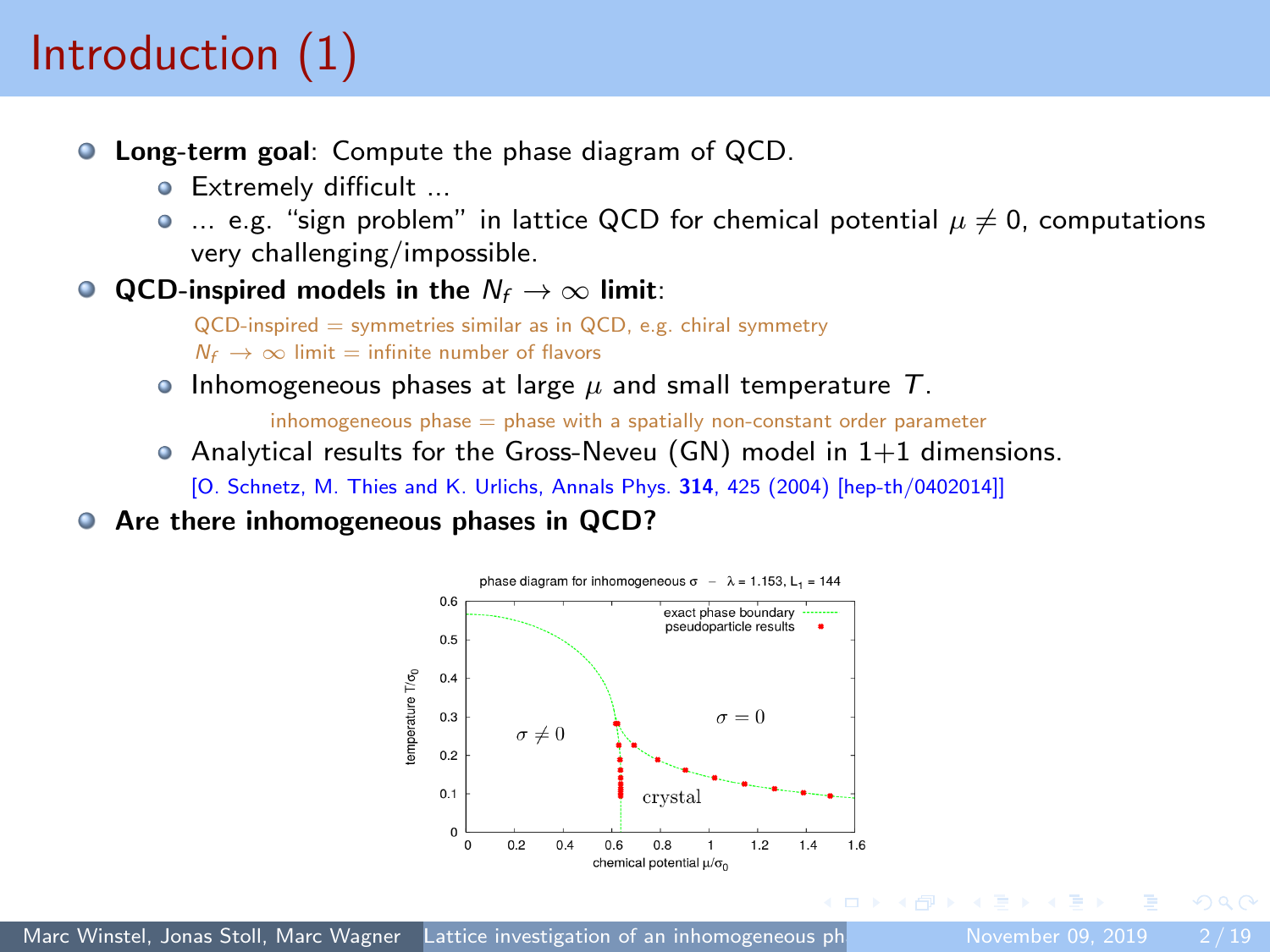# Introduction (1)

- **Long-term goal**: Compute the phase diagram of QCD.
  - Extremely difficult ...
  - ... e.g. "sign problem" in lattice QCD for chemical potential $\mu \neq 0$, computations very challenging/impossible.
- **QCD-inspired models in the $N_f \to \infty$ limit**:

  QCD-inspired = symmetries similar as in QCD, e.g. chiral symmetry
  $N_f \to \infty$ limit = infinite number of flavors

  - Inhomogeneous phases at large $\mu$ and small temperature $T$.

    inhomogeneous phase = phase with a spatially non-constant order parameter

  - Analytical results for the Gross-Neveu (GN) model in 1+1 dimensions.

    [O. Schnetz, M. Thies and K. Urlichs, Annals Phys. **314**, 425 (2004) [hep-th/0402014]]

- **Are there inhomogeneous phases in QCD?**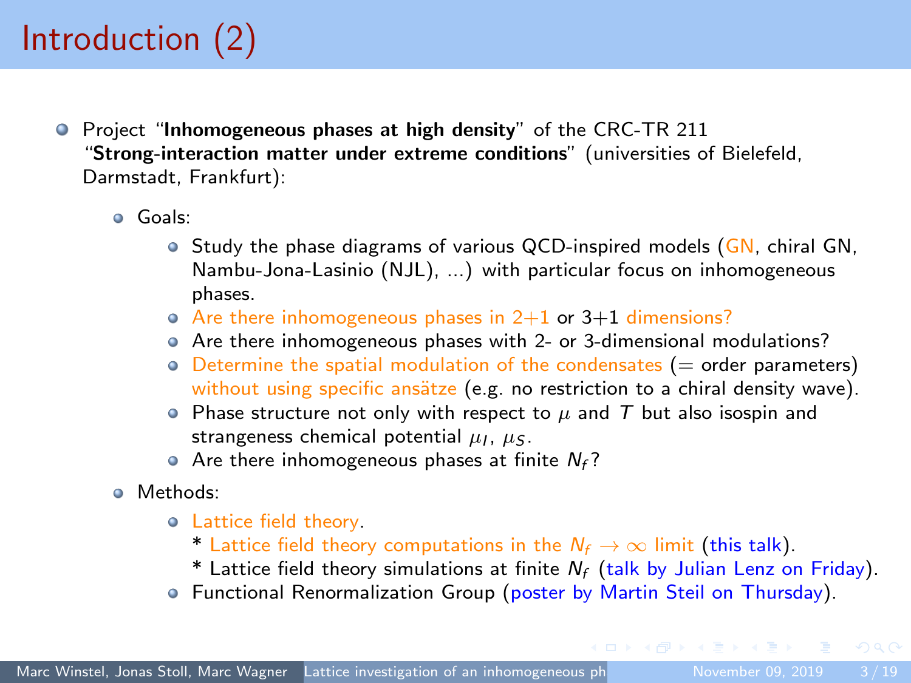# Introduction (2)

- Project "**Inhomogeneous phases at high density**" of the CRC-TR 211 "**Strong-interaction matter under extreme conditions**" (universities of Bielefeld, Darmstadt, Frankfurt):
  - Goals:
    - Study the phase diagrams of various QCD-inspired models (GN, chiral GN, Nambu-Jona-Lasinio (NJL), ...) with particular focus on inhomogeneous phases.
    - Are there inhomogeneous phases in 2+1 or 3+1 dimensions?
    - Are there inhomogeneous phases with 2- or 3-dimensional modulations?
    - Determine the spatial modulation of the condensates (= order parameters) without using specific ansätze (e.g. no restriction to a chiral density wave).
    - Phase structure not only with respect to $\mu$ and $T$ but also isospin and strangeness chemical potential $\mu_I$, $\mu_S$.
    - Are there inhomogeneous phases at finite $N_f$?
  - Methods:
    - Lattice field theory.
      * Lattice field theory computations in the $N_f \to \infty$ limit (this talk).
      * Lattice field theory simulations at finite $N_f$ (talk by Julian Lenz on Friday).
    - Functional Renormalization Group (poster by Martin Steil on Thursday).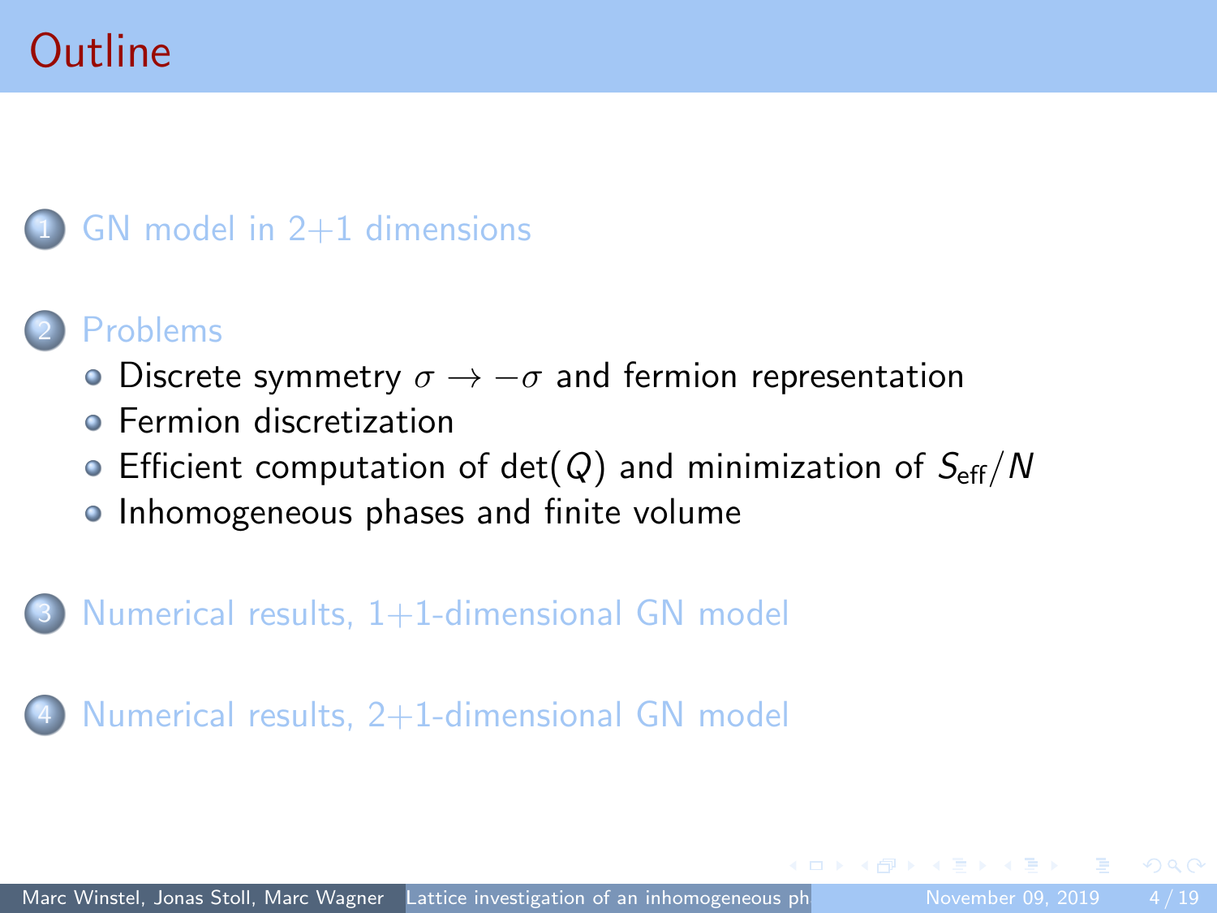# Outline

1. GN model in 2+1 dimensions
2. Problems
   - Discrete symmetry $\sigma \rightarrow -\sigma$ and fermion representation
   - Fermion discretization
   - Efficient computation of $\det(Q)$ and minimization of $S_{\text{eff}}/N$
   - Inhomogeneous phases and finite volume
3. Numerical results, 1+1-dimensional GN model
4. Numerical results, 2+1-dimensional GN model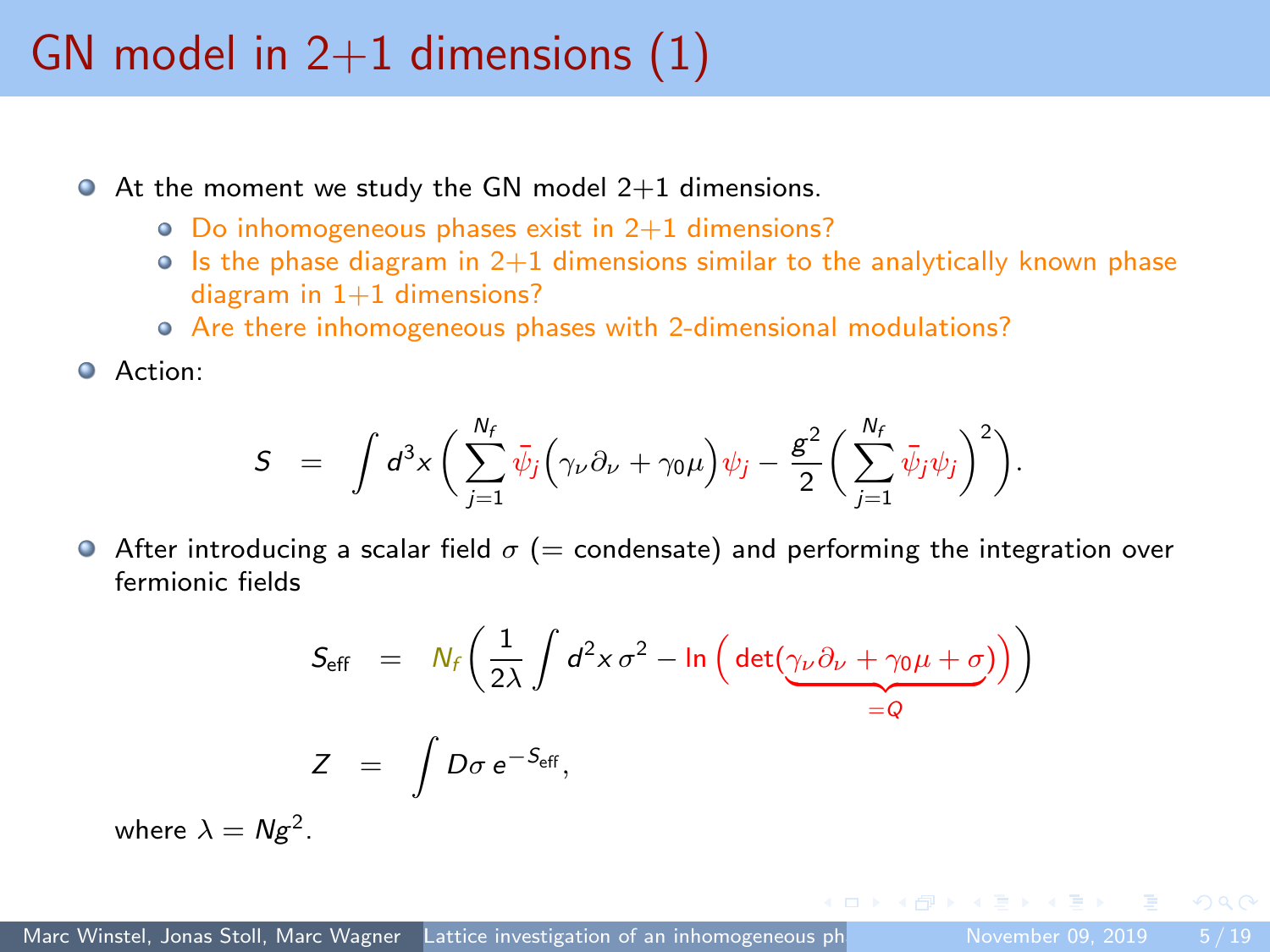# GN model in 2+1 dimensions (1)

- At the moment we study the GN model 2+1 dimensions.
  - Do inhomogeneous phases exist in 2+1 dimensions?
  - Is the phase diagram in 2+1 dimensions similar to the analytically known phase diagram in 1+1 dimensions?
  - Are there inhomogeneous phases with 2-dimensional modulations?
- Action:

$$S = \int d^3x \left( \sum_{j=1}^{N_f} \bar{\psi}_j \Big( \gamma_\nu \partial_\nu + \gamma_0 \mu \Big) \psi_j - \frac{g^2}{2} \left( \sum_{j=1}^{N_f} \bar{\psi}_j \psi_j \right)^2 \right).$$

- After introducing a scalar field $\sigma$ (= condensate) and performing the integration over fermionic fields

$$S_{\text{eff}} = N_f \left( \frac{1}{2\lambda} \int d^2x \, \sigma^2 - \ln \Big( \det( \underbrace{\gamma_\nu \partial_\nu + \gamma_0 \mu + \sigma}_{=Q} ) \Big) \right)$$

$$Z = \int D\sigma \, e^{-S_{\text{eff}}},$$

where $\lambda = Ng^2$.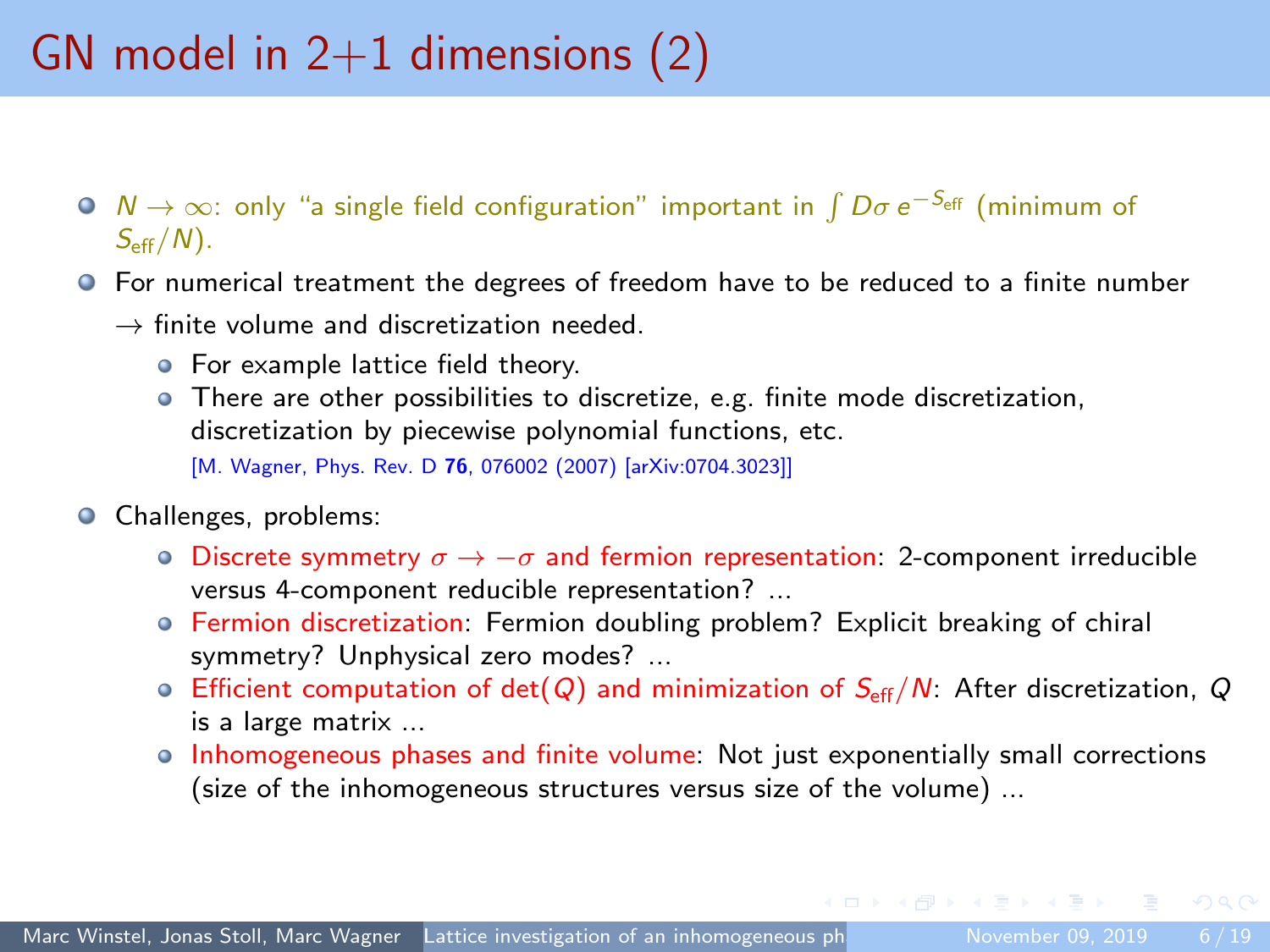# GN model in 2+1 dimensions (2)

- $N \to \infty$: only "a single field configuration" important in $\int D\sigma \, e^{-S_{\text{eff}}}$ (minimum of $S_{\text{eff}}/N$).
- For numerical treatment the degrees of freedom have to be reduced to a finite number
  $\to$ finite volume and discretization needed.
  - For example lattice field theory.
  - There are other possibilities to discretize, e.g. finite mode discretization, discretization by piecewise polynomial functions, etc.
    [M. Wagner, Phys. Rev. D **76**, 076002 (2007) [arXiv:0704.3023]]
- Challenges, problems:
  - Discrete symmetry $\sigma \to -\sigma$ and fermion representation: 2-component irreducible versus 4-component reducible representation? ...
  - Fermion discretization: Fermion doubling problem? Explicit breaking of chiral symmetry? Unphysical zero modes? ...
  - Efficient computation of $\det(Q)$ and minimization of $S_{\text{eff}}/N$: After discretization, $Q$ is a large matrix ...
  - Inhomogeneous phases and finite volume: Not just exponentially small corrections (size of the inhomogeneous structures versus size of the volume) ...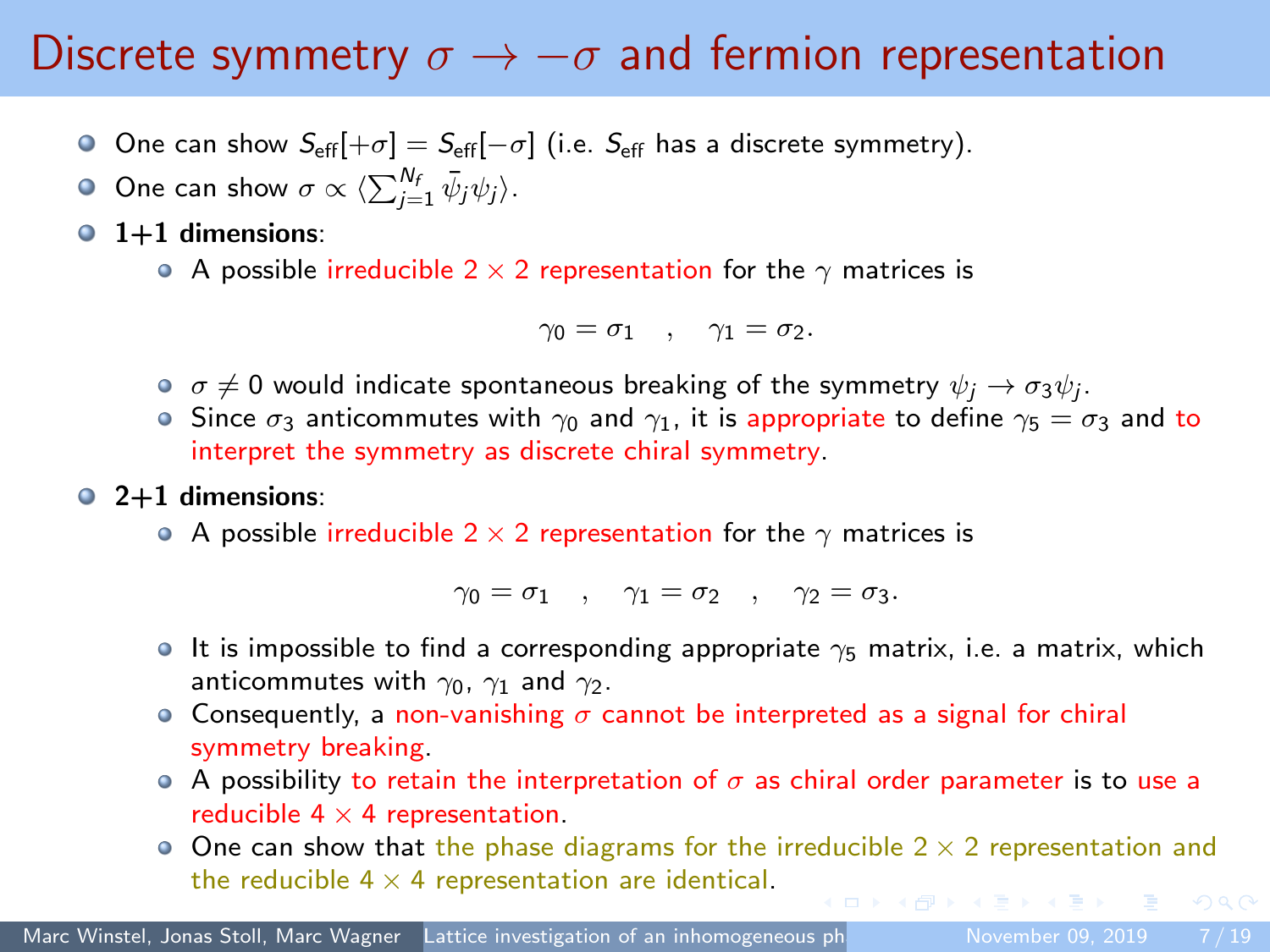# Discrete symmetry $\sigma \to -\sigma$ and fermion representation

- One can show $S_{\text{eff}}[+\sigma] = S_{\text{eff}}[-\sigma]$ (i.e. $S_{\text{eff}}$ has a discrete symmetry).
- One can show $\sigma \propto \langle \sum_{j=1}^{N_f} \bar{\psi}_j \psi_j \rangle$.
- **1+1 dimensions**:
  - A possible irreducible $2 \times 2$ representation for the $\gamma$ matrices is

$$\gamma_0 = \sigma_1 \quad , \quad \gamma_1 = \sigma_2 .$$

  - $\sigma \neq 0$ would indicate spontaneous breaking of the symmetry $\psi_j \to \sigma_3 \psi_j$.
  - Since $\sigma_3$ anticommutes with $\gamma_0$ and $\gamma_1$, it is appropriate to define $\gamma_5 = \sigma_3$ and to interpret the symmetry as discrete chiral symmetry.
- **2+1 dimensions**:
  - A possible irreducible $2 \times 2$ representation for the $\gamma$ matrices is

$$\gamma_0 = \sigma_1 \quad , \quad \gamma_1 = \sigma_2 \quad , \quad \gamma_2 = \sigma_3 .$$

  - It is impossible to find a corresponding appropriate $\gamma_5$ matrix, i.e. a matrix, which anticommutes with $\gamma_0$, $\gamma_1$ and $\gamma_2$.
  - Consequently, a non-vanishing $\sigma$ cannot be interpreted as a signal for chiral symmetry breaking.
  - A possibility to retain the interpretation of $\sigma$ as chiral order parameter is to use a reducible $4 \times 4$ representation.
  - One can show that the phase diagrams for the irreducible $2 \times 2$ representation and the reducible $4 \times 4$ representation are identical.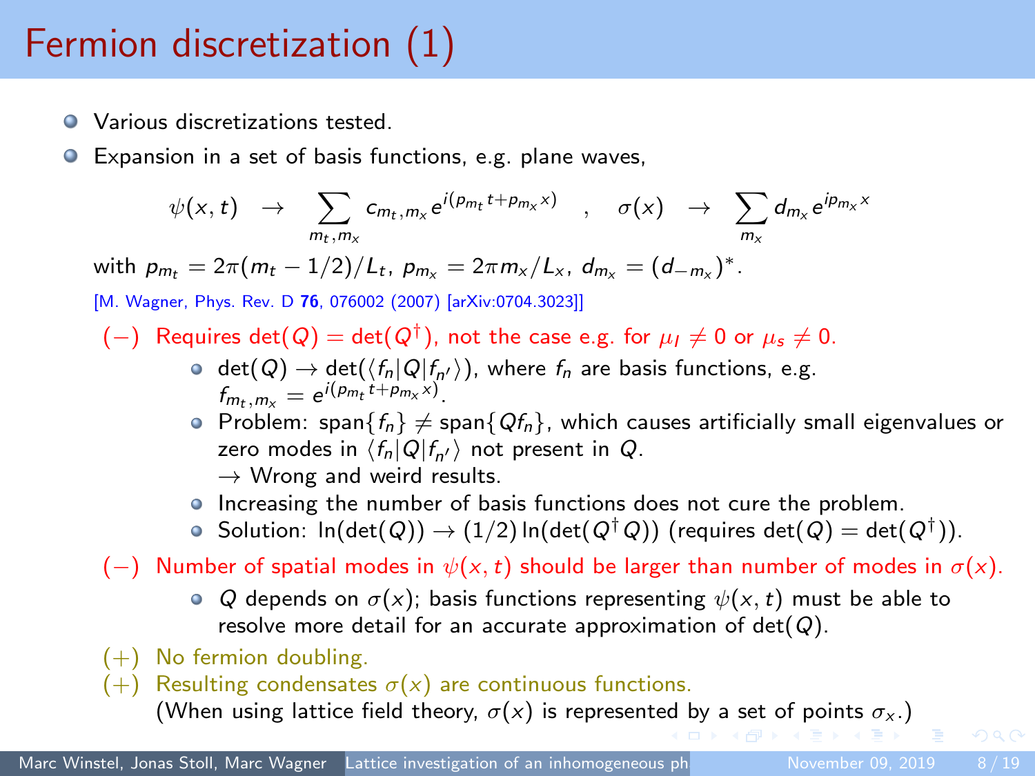# Fermion discretization (1)

- Various discretizations tested.
- Expansion in a set of basis functions, e.g. plane waves,

$$\psi(x,t) \;\rightarrow\; \sum_{m_t,m_x} c_{m_t,m_x} e^{i(p_{m_t} t + p_{m_x} x)} \quad , \quad \sigma(x) \;\rightarrow\; \sum_{m_x} d_{m_x} e^{i p_{m_x} x}$$

with $p_{m_t} = 2\pi(m_t - 1/2)/L_t$, $p_{m_x} = 2\pi m_x / L_x$, $d_{m_x} = (d_{-m_x})^*$.

[M. Wagner, Phys. Rev. D **76**, 076002 (2007) [arXiv:0704.3023]]

(−) Requires $\det(Q) = \det(Q^\dagger)$, not the case e.g. for $\mu_I \neq 0$ or $\mu_5 \neq 0$.

- $\det(Q) \rightarrow \det(\langle f_n | Q | f_{n'} \rangle)$, where $f_n$ are basis functions, e.g. $f_{m_t,m_x} = e^{i(p_{m_t} t + p_{m_x} x)}$.
- Problem: $\text{span}\{f_n\} \neq \text{span}\{Q f_n\}$, which causes artificially small eigenvalues or zero modes in $\langle f_n | Q | f_{n'} \rangle$ not present in $Q$.
  $\rightarrow$ Wrong and weird results.
- Increasing the number of basis functions does not cure the problem.
- Solution: $\ln(\det(Q)) \rightarrow (1/2)\ln(\det(Q^\dagger Q))$ (requires $\det(Q) = \det(Q^\dagger)$).

(−) Number of spatial modes in $\psi(x,t)$ should be larger than number of modes in $\sigma(x)$.

- $Q$ depends on $\sigma(x)$; basis functions representing $\psi(x,t)$ must be able to resolve more detail for an accurate approximation of $\det(Q)$.

(+) No fermion doubling.

(+) Resulting condensates $\sigma(x)$ are continuous functions.
(When using lattice field theory, $\sigma(x)$ is represented by a set of points $\sigma_x$.)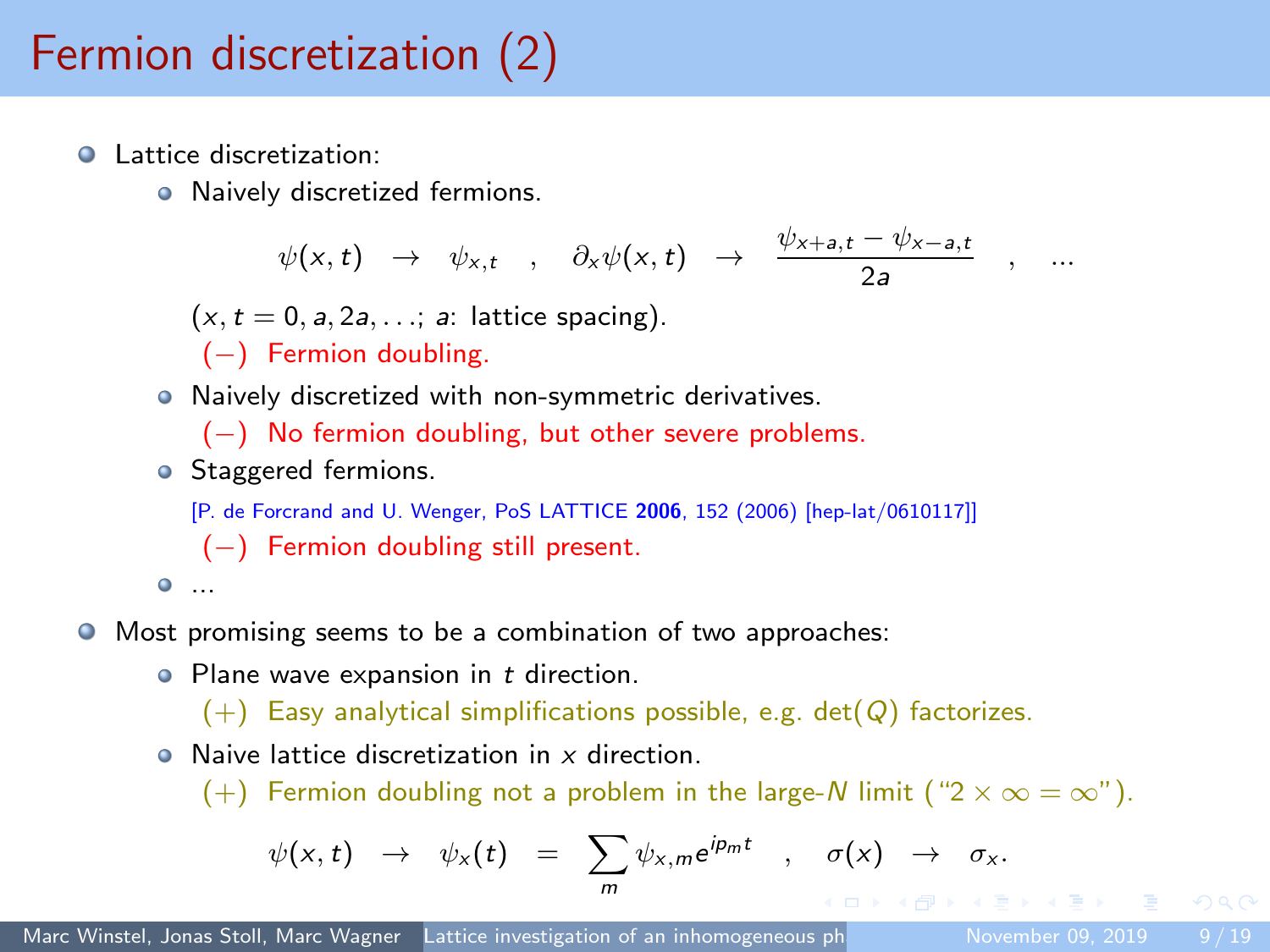# Fermion discretization (2)

- Lattice discretization:
  - Naively discretized fermions.

    $$\psi(x,t) \;\; \rightarrow \;\; \psi_{x,t} \quad , \quad \partial_x \psi(x,t) \;\; \rightarrow \;\; \frac{\psi_{x+a,t} - \psi_{x-a,t}}{2a} \quad , \quad \ldots$$

    ($x, t = 0, a, 2a, \ldots$; $a$: lattice spacing).

    $(-)$ Fermion doubling.
  - Naively discretized with non-symmetric derivatives.

    $(-)$ No fermion doubling, but other severe problems.
  - Staggered fermions.

    [P. de Forcrand and U. Wenger, PoS LATTICE **2006**, 152 (2006) [hep-lat/0610117]]

    $(-)$ Fermion doubling still present.
  - ...
- Most promising seems to be a combination of two approaches:
  - Plane wave expansion in $t$ direction.

    $(+)$ Easy analytical simplifications possible, e.g. $\det(Q)$ factorizes.
  - Naive lattice discretization in $x$ direction.

    $(+)$ Fermion doubling not a problem in the large-$N$ limit ("$2 \times \infty = \infty$").

$$\psi(x,t) \;\; \rightarrow \;\; \psi_x(t) \;\; = \;\; \sum_m \psi_{x,m} e^{ip_m t} \quad , \quad \sigma(x) \;\; \rightarrow \;\; \sigma_x .$$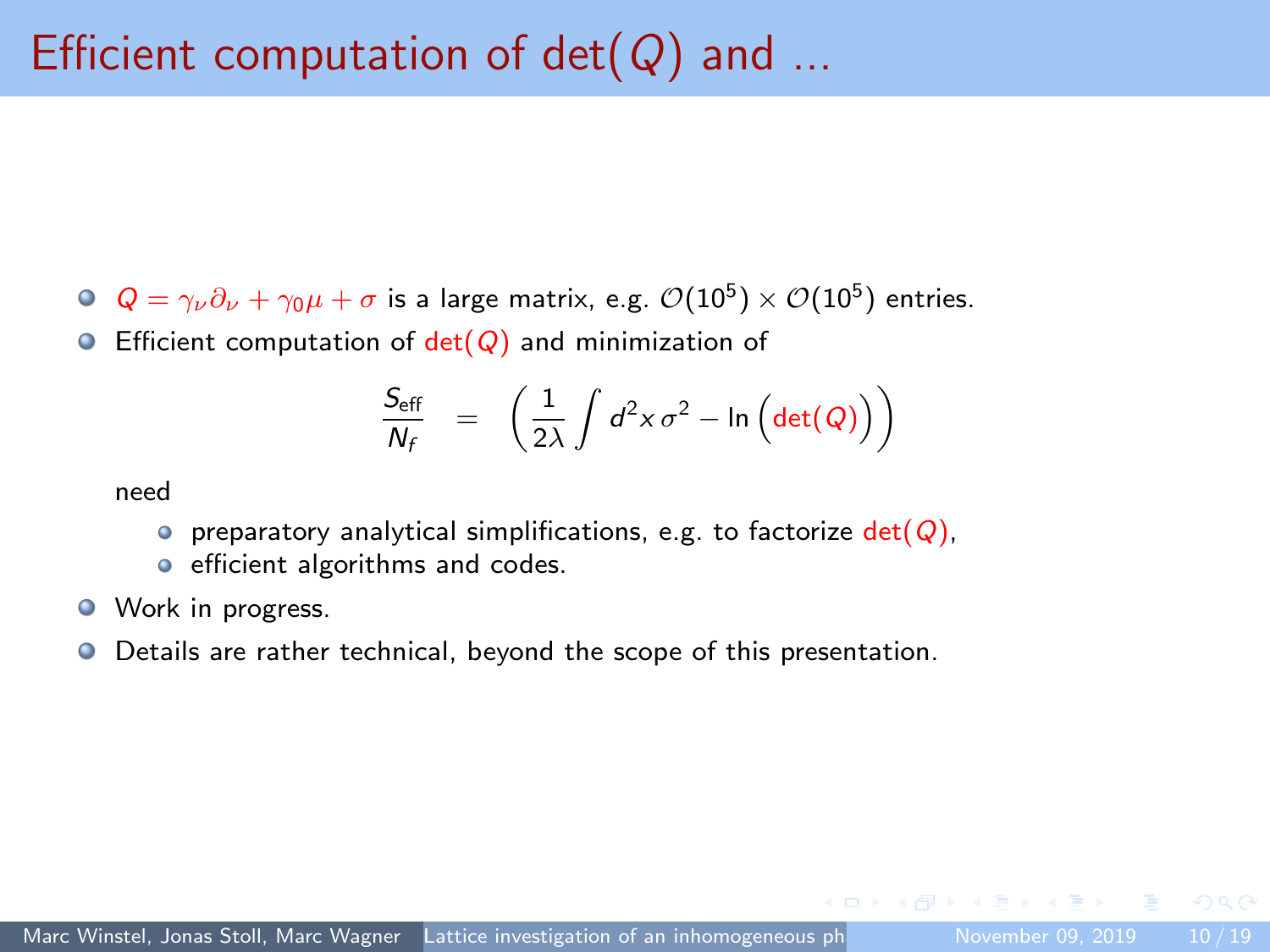# Efficient computation of det($Q$) and ...

- $Q = \gamma_\nu \partial_\nu + \gamma_0 \mu + \sigma$ is a large matrix, e.g. $\mathcal{O}(10^5) \times \mathcal{O}(10^5)$ entries.
- Efficient computation of $\det(Q)$ and minimization of

$$\frac{S_{\text{eff}}}{N_f} = \left( \frac{1}{2\lambda} \int d^2x \, \sigma^2 - \ln\Big(\det(Q)\Big) \right)$$

  need
  - preparatory analytical simplifications, e.g. to factorize $\det(Q)$,
  - efficient algorithms and codes.
- Work in progress.
- Details are rather technical, beyond the scope of this presentation.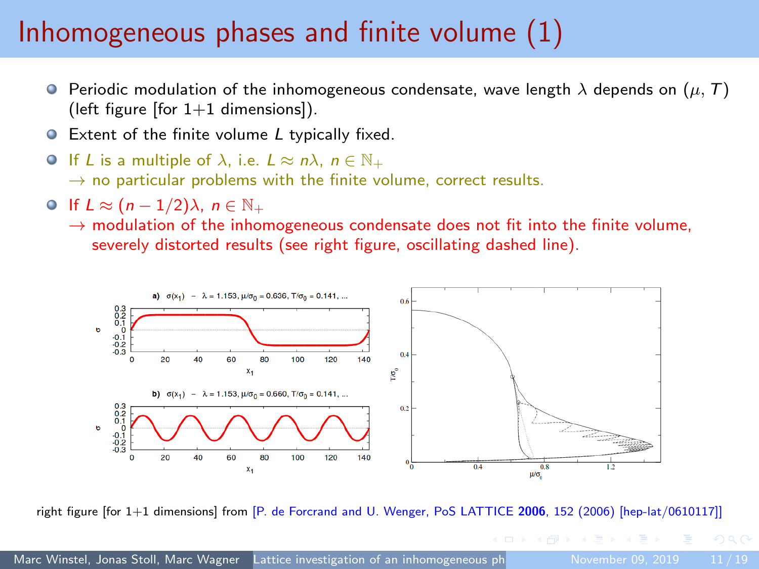# Inhomogeneous phases and finite volume (1)

- Periodic modulation of the inhomogeneous condensate, wave length $\lambda$ depends on $(\mu, T)$ (left figure [for 1+1 dimensions]).
- Extent of the finite volume $L$ typically fixed.
- If $L$ is a multiple of $\lambda$, i.e. $L \approx n\lambda$, $n \in \mathbb{N}_+$
  $\rightarrow$ no particular problems with the finite volume, correct results.
- If $L \approx (n - 1/2)\lambda$, $n \in \mathbb{N}_+$
  $\rightarrow$ modulation of the inhomogeneous condensate does not fit into the finite volume, severely distorted results (see right figure, oscillating dashed line).

**a)** $\sigma(x_1)$ – $\lambda = 1.153$, $\mu/\sigma_0 = 0.636$, $T/\sigma_0 = 0.141$, ...

**b)** $\sigma(x_1)$ – $\lambda = 1.153$, $\mu/\sigma_0 = 0.660$, $T/\sigma_0 = 0.141$, ...

right figure [for 1+1 dimensions] from [P. de Forcrand and U. Wenger, PoS LATTICE **2006**, 152 (2006) [hep-lat/0610117]]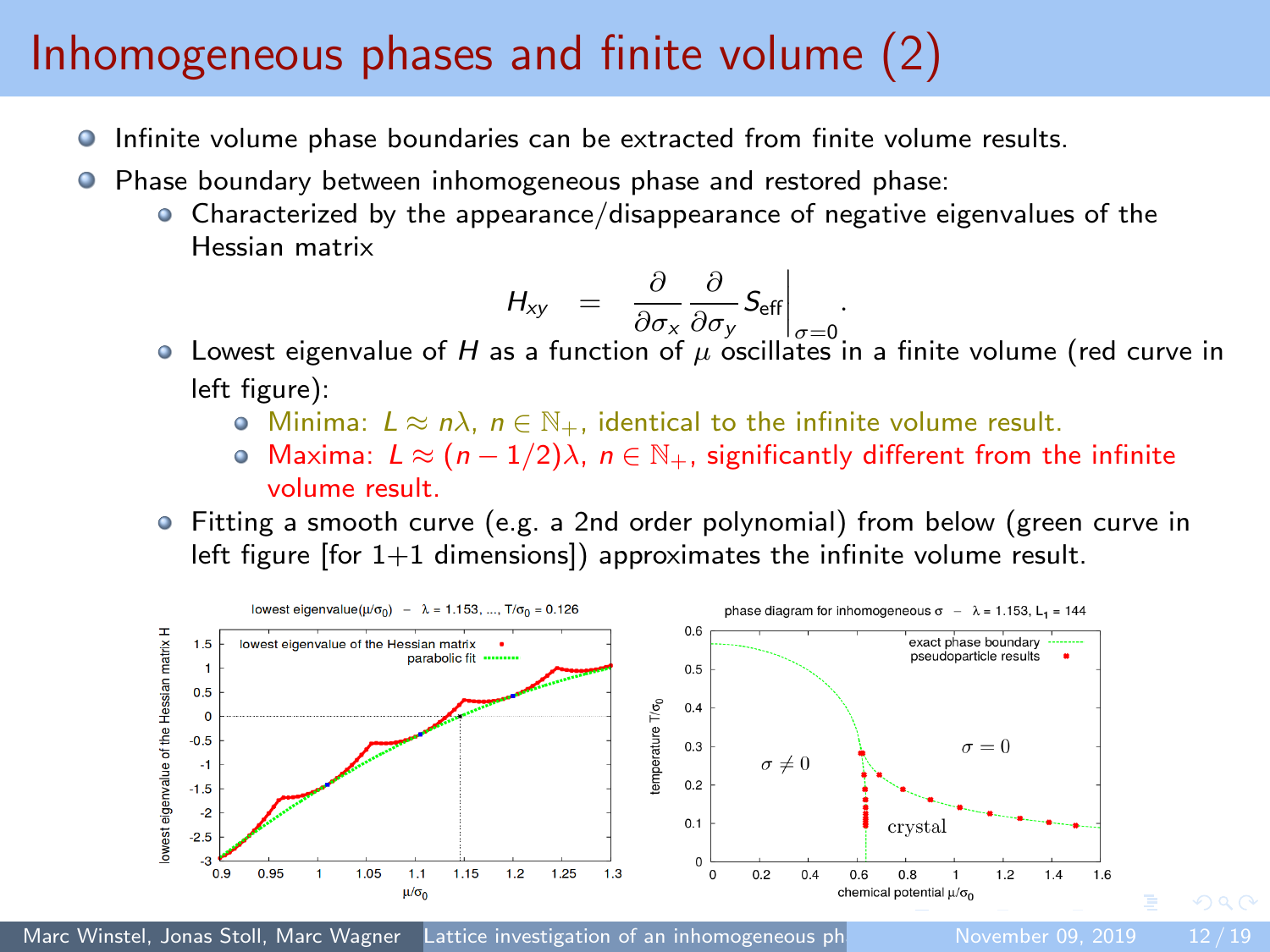# Inhomogeneous phases and finite volume (2)

- Infinite volume phase boundaries can be extracted from finite volume results.
- Phase boundary between inhomogeneous phase and restored phase:
  - Characterized by the appearance/disappearance of negative eigenvalues of the Hessian matrix

$$H_{xy} = \frac{\partial}{\partial \sigma_x} \frac{\partial}{\partial \sigma_y} S_{\text{eff}} \Big|_{\sigma=0}.$$

  - Lowest eigenvalue of $H$ as a function of $\mu$ oscillates in a finite volume (red curve in left figure):
    - Minima: $L \approx n\lambda$, $n \in \mathbb{N}_+$, identical to the infinite volume result.
    - Maxima: $L \approx (n - 1/2)\lambda$, $n \in \mathbb{N}_+$, significantly different from the infinite volume result.
  - Fitting a smooth curve (e.g. a 2nd order polynomial) from below (green curve in left figure [for 1+1 dimensions]) approximates the infinite volume result.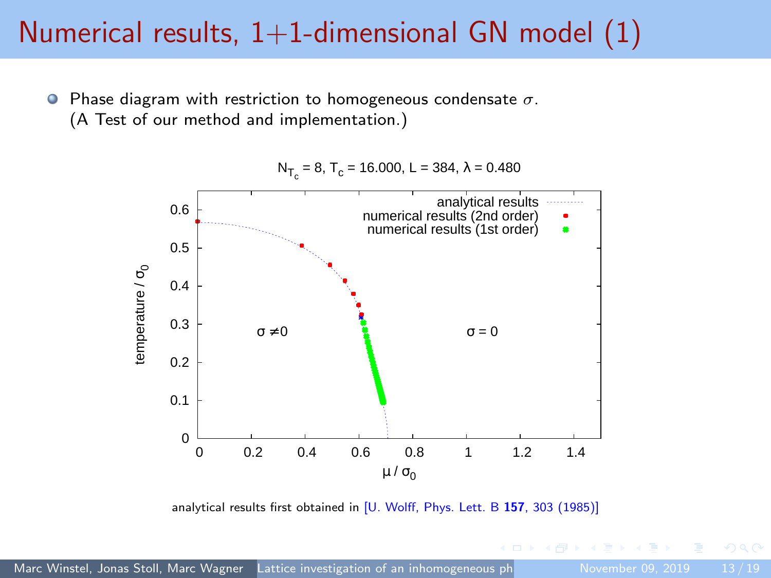# Numerical results, 1+1-dimensional GN model (1)

- Phase diagram with restriction to homogeneous condensate $\sigma$. (A Test of our method and implementation.)

analytical results first obtained in [U. Wolff, Phys. Lett. B **157**, 303 (1985)]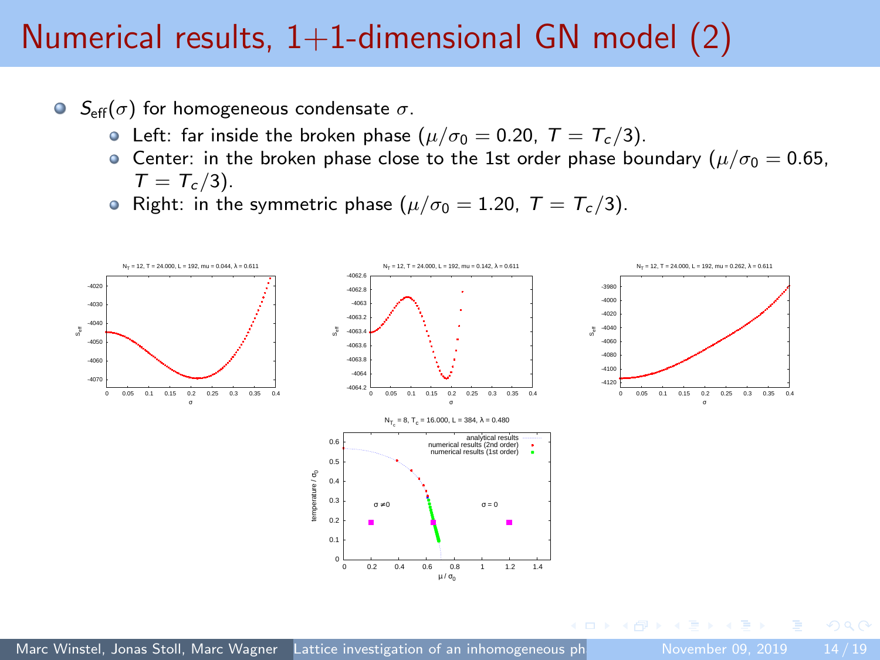# Numerical results, 1+1-dimensional GN model (2)

- $S_{\text{eff}}(\sigma)$ for homogeneous condensate $\sigma$.
  - Left: far inside the broken phase ($\mu/\sigma_0 = 0.20,\ T = T_c/3$).
  - Center: in the broken phase close to the 1st order phase boundary ($\mu/\sigma_0 = 0.65,\ T = T_c/3$).
  - Right: in the symmetric phase ($\mu/\sigma_0 = 1.20,\ T = T_c/3$).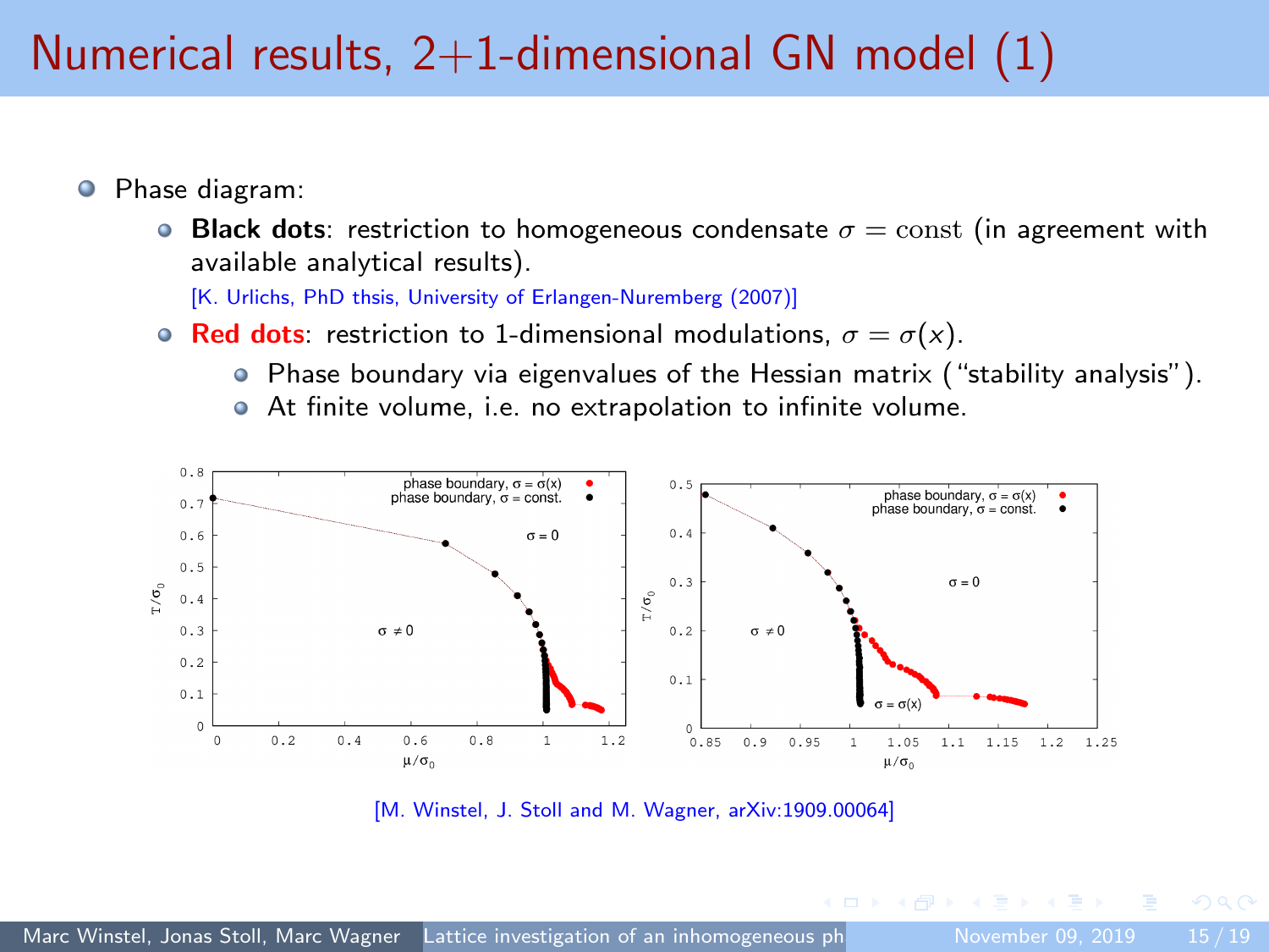# Numerical results, 2+1-dimensional GN model (1)

- Phase diagram:
  - **Black dots**: restriction to homogeneous condensate $\sigma = \text{const}$ (in agreement with available analytical results).
    [K. Urlichs, PhD thsis, University of Erlangen-Nuremberg (2007)]
  - **Red dots**: restriction to 1-dimensional modulations, $\sigma = \sigma(x)$.
    - Phase boundary via eigenvalues of the Hessian matrix ("stability analysis").
    - At finite volume, i.e. no extrapolation to infinite volume.

[M. Winstel, J. Stoll and M. Wagner, arXiv:1909.00064]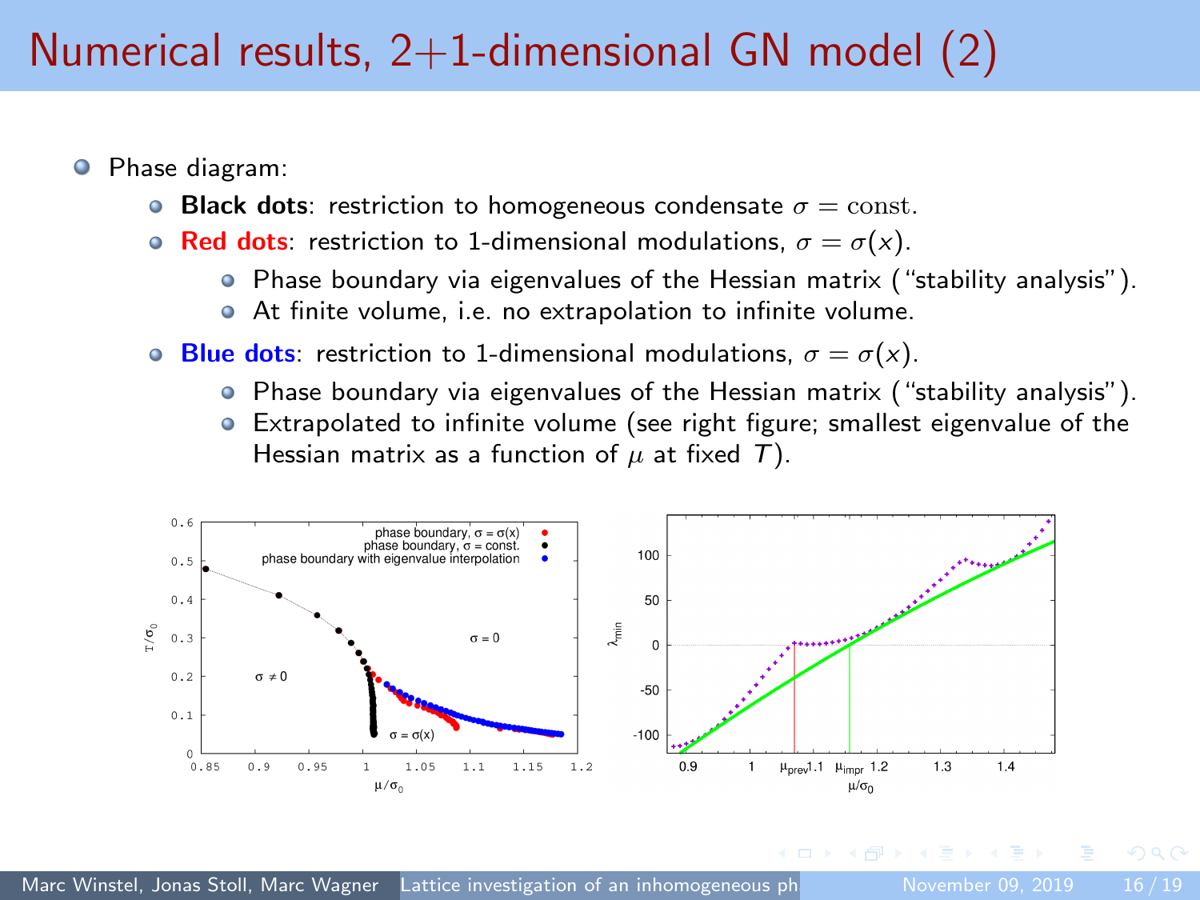# Numerical results, 2+1-dimensional GN model (2)

- Phase diagram:
  - **Black dots**: restriction to homogeneous condensate $\sigma = \text{const.}$
  - **Red dots**: restriction to 1-dimensional modulations, $\sigma = \sigma(x)$.
    - Phase boundary via eigenvalues of the Hessian matrix ("stability analysis").
    - At finite volume, i.e. no extrapolation to infinite volume.
  - **Blue dots**: restriction to 1-dimensional modulations, $\sigma = \sigma(x)$.
    - Phase boundary via eigenvalues of the Hessian matrix ("stability analysis").
    - Extrapolated to infinite volume (see right figure; smallest eigenvalue of the Hessian matrix as a function of $\mu$ at fixed $T$).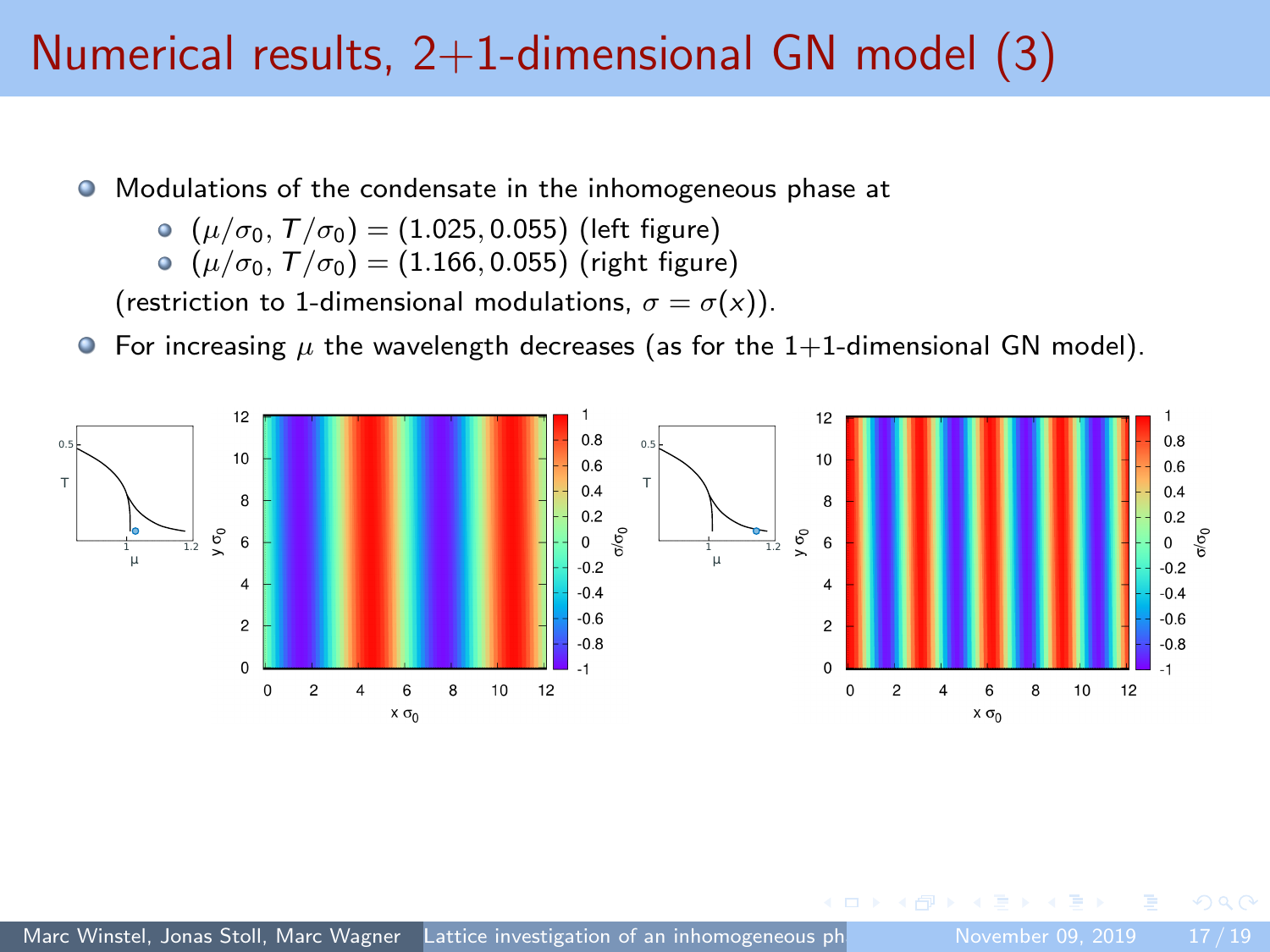# Numerical results, 2+1-dimensional GN model (3)

- Modulations of the condensate in the inhomogeneous phase at
  - $(\mu/\sigma_0, T/\sigma_0) = (1.025, 0.055)$ (left figure)
  - $(\mu/\sigma_0, T/\sigma_0) = (1.166, 0.055)$ (right figure)

  (restriction to 1-dimensional modulations, $\sigma = \sigma(x)$).
- For increasing $\mu$ the wavelength decreases (as for the 1+1-dimensional GN model).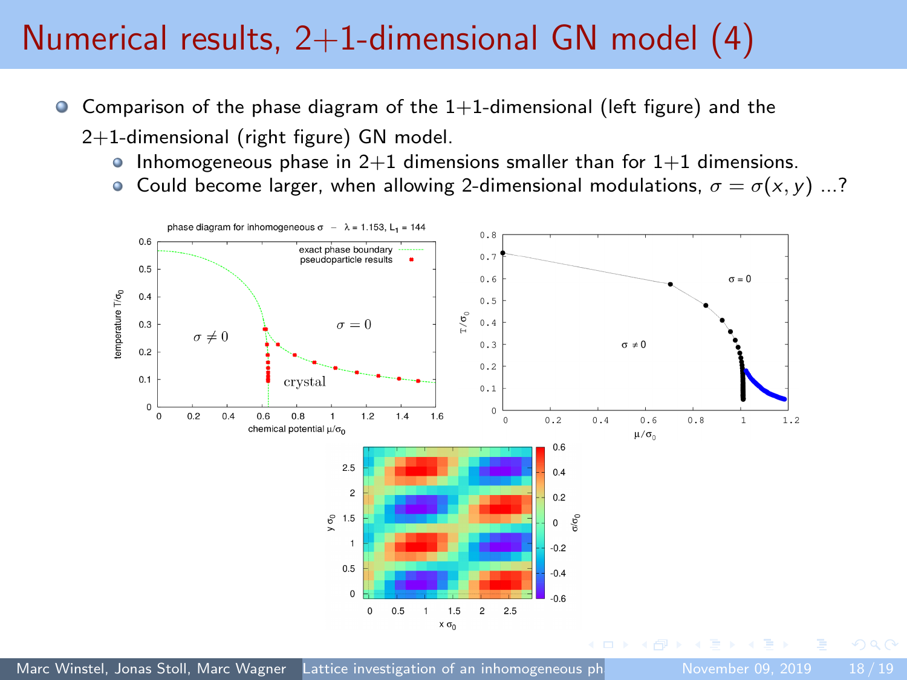# Numerical results, 2+1-dimensional GN model (4)

- Comparison of the phase diagram of the 1+1-dimensional (left figure) and the 2+1-dimensional (right figure) GN model.
  - Inhomogeneous phase in 2+1 dimensions smaller than for 1+1 dimensions.
  - Could become larger, when allowing 2-dimensional modulations, $\sigma = \sigma(x, y)$ ...?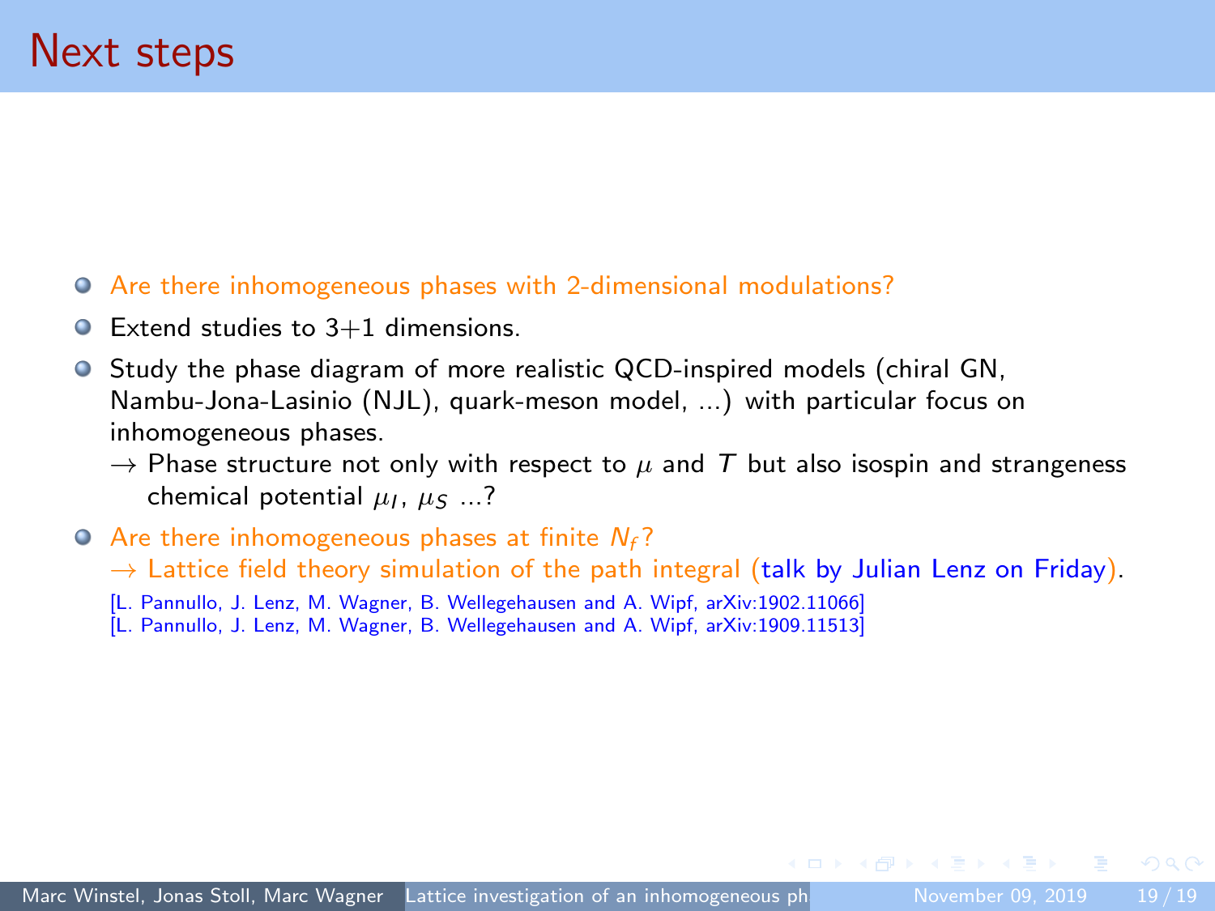# Next steps

- Are there inhomogeneous phases with 2-dimensional modulations?
- Extend studies to 3+1 dimensions.
- Study the phase diagram of more realistic QCD-inspired models (chiral GN, Nambu-Jona-Lasinio (NJL), quark-meson model, ...) with particular focus on inhomogeneous phases.
  $\rightarrow$ Phase structure not only with respect to $\mu$ and $T$ but also isospin and strangeness chemical potential $\mu_I$, $\mu_S$ ...?
- Are there inhomogeneous phases at finite $N_f$?
  $\rightarrow$ Lattice field theory simulation of the path integral (talk by Julian Lenz on Friday).

  [L. Pannullo, J. Lenz, M. Wagner, B. Wellegehausen and A. Wipf, arXiv:1902.11066]
  [L. Pannullo, J. Lenz, M. Wagner, B. Wellegehausen and A. Wipf, arXiv:1909.11513]